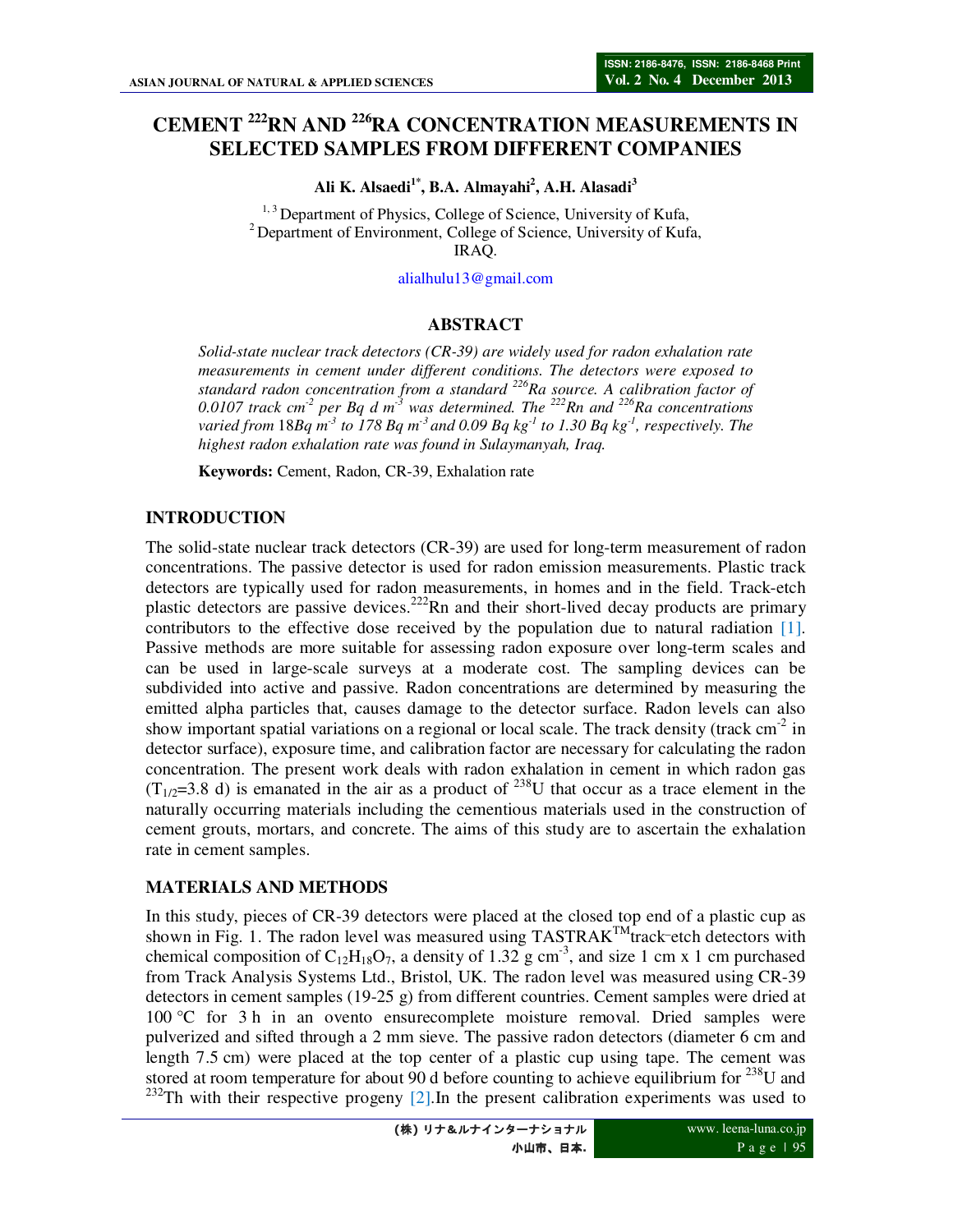# CEMENT $^{222}$RN AND $^{226}$RA CONCENTRATION MEASUREMENTS IN SELECTED SAMPLES FROM DIFFERENT COMPANIES

**Ali K. Alsaedi[1*], B.A. Almayahi[2], A.H. Alasadi[3]**

[1, 3] Department of Physics, College of Science, University of Kufa,
[2] Department of Environment, College of Science, University of Kufa,
IRAQ.

alialhulu13@gmail.com

## ABSTRACT

*Solid-state nuclear track detectors (CR-39) are widely used for radon exhalation rate measurements in cement under different conditions. The detectors were exposed to standard radon concentration from a standard $^{226}$Ra source. A calibration factor of 0.0107 track cm$^{-2}$ per Bq d m$^{-3}$ was determined. The $^{222}$Rn and $^{226}$Ra concentrations varied from 18Bq m$^{-3}$ to 178 Bq m$^{-3}$ and 0.09 Bq kg$^{-1}$ to 1.30 Bq kg$^{-1}$, respectively. The highest radon exhalation rate was found in Sulaymanyah, Iraq.*

**Keywords:** Cement, Radon, CR-39, Exhalation rate

## INTRODUCTION

The solid-state nuclear track detectors (CR-39) are used for long-term measurement of radon concentrations. The passive detector is used for radon emission measurements. Plastic track detectors are typically used for radon measurements, in homes and in the field. Track-etch plastic detectors are passive devices.$^{222}$Rn and their short-lived decay products are primary contributors to the effective dose received by the population due to natural radiation [1]. Passive methods are more suitable for assessing radon exposure over long-term scales and can be used in large-scale surveys at a moderate cost. The sampling devices can be subdivided into active and passive. Radon concentrations are determined by measuring the emitted alpha particles that, causes damage to the detector surface. Radon levels can also show important spatial variations on a regional or local scale. The track density (track cm$^{-2}$ in detector surface), exposure time, and calibration factor are necessary for calculating the radon concentration. The present work deals with radon exhalation in cement in which radon gas ($T_{1/2}$=3.8 d) is emanated in the air as a product of $^{238}$U that occur as a trace element in the naturally occurring materials including the cementious materials used in the construction of cement grouts, mortars, and concrete. The aims of this study are to ascertain the exhalation rate in cement samples.

## MATERIALS AND METHODS

In this study, pieces of CR-39 detectors were placed at the closed top end of a plastic cup as shown in Fig. 1. The radon level was measured using TASTRAK$^{TM}$track-etch detectors with chemical composition of $C_{12}H_{18}O_7$, a density of 1.32 g cm$^{-3}$, and size 1 cm x 1 cm purchased from Track Analysis Systems Ltd., Bristol, UK. The radon level was measured using CR-39 detectors in cement samples (19-25 g) from different countries. Cement samples were dried at 100 °C for 3 h in an ovento ensurecomplete moisture removal. Dried samples were pulverized and sifted through a 2 mm sieve. The passive radon detectors (diameter 6 cm and length 7.5 cm) were placed at the top center of a plastic cup using tape. The cement was stored at room temperature for about 90 d before counting to achieve equilibrium for $^{238}$U and $^{232}$Th with their respective progeny [2].In the present calibration experiments was used to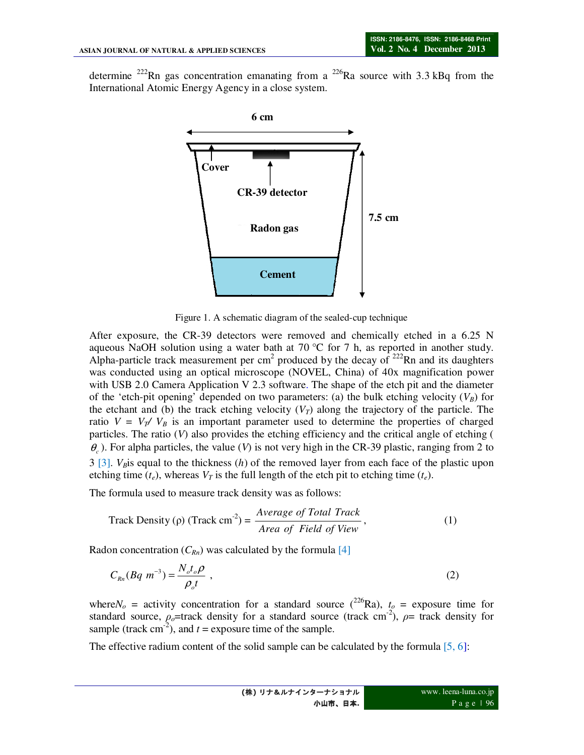determine $^{222}Rn$ gas concentration emanating from a $^{226}Ra$ source with 3.3 kBq from the International Atomic Energy Agency in a close system.

Figure 1. A schematic diagram of the sealed-cup technique

After exposure, the CR-39 detectors were removed and chemically etched in a 6.25 N aqueous NaOH solution using a water bath at 70 °C for 7 h, as reported in another study. Alpha-particle track measurement per cm$^2$ produced by the decay of $^{222}Rn$ and its daughters was conducted using an optical microscope (NOVEL, China) of 40x magnification power with USB 2.0 Camera Application V 2.3 software. The shape of the etch pit and the diameter of the 'etch-pit opening' depended on two parameters: (a) the bulk etching velocity ($V_B$) for the etchant and (b) the track etching velocity ($V_T$) along the trajectory of the particle. The ratio $V = V_T / V_B$ is an important parameter used to determine the properties of charged particles. The ratio ($V$) also provides the etching efficiency and the critical angle of etching ($\theta_c$). For alpha particles, the value ($V$) is not very high in the CR-39 plastic, ranging from 2 to 3 [3]. $V_B$is equal to the thickness ($h$) of the removed layer from each face of the plastic upon etching time ($t_e$), whereas $V_T$ is the full length of the etch pit to etching time ($t_e$).

The formula used to measure track density was as follows:

$$\text{Track Density } (\rho)\ (\text{Track cm}^{-2}) = \frac{\textit{Average of Total Track}}{\textit{Area of Field of View}}, \tag{1}$$

Radon concentration ($C_{Rn}$) was calculated by the formula [4]

$$C_{Rn}(Bq\ m^{-3}) = \frac{N_o t_o \rho}{\rho_o t}, \tag{2}$$

where$N_o$ = activity concentration for a standard source ($^{226}Ra$), $t_o$ = exposure time for standard source, $\rho_o$=track density for a standard source (track cm$^{-2}$), $\rho$= track density for sample (track cm$^{-2}$), and $t$ = exposure time of the sample.

The effective radium content of the solid sample can be calculated by the formula [5, 6]: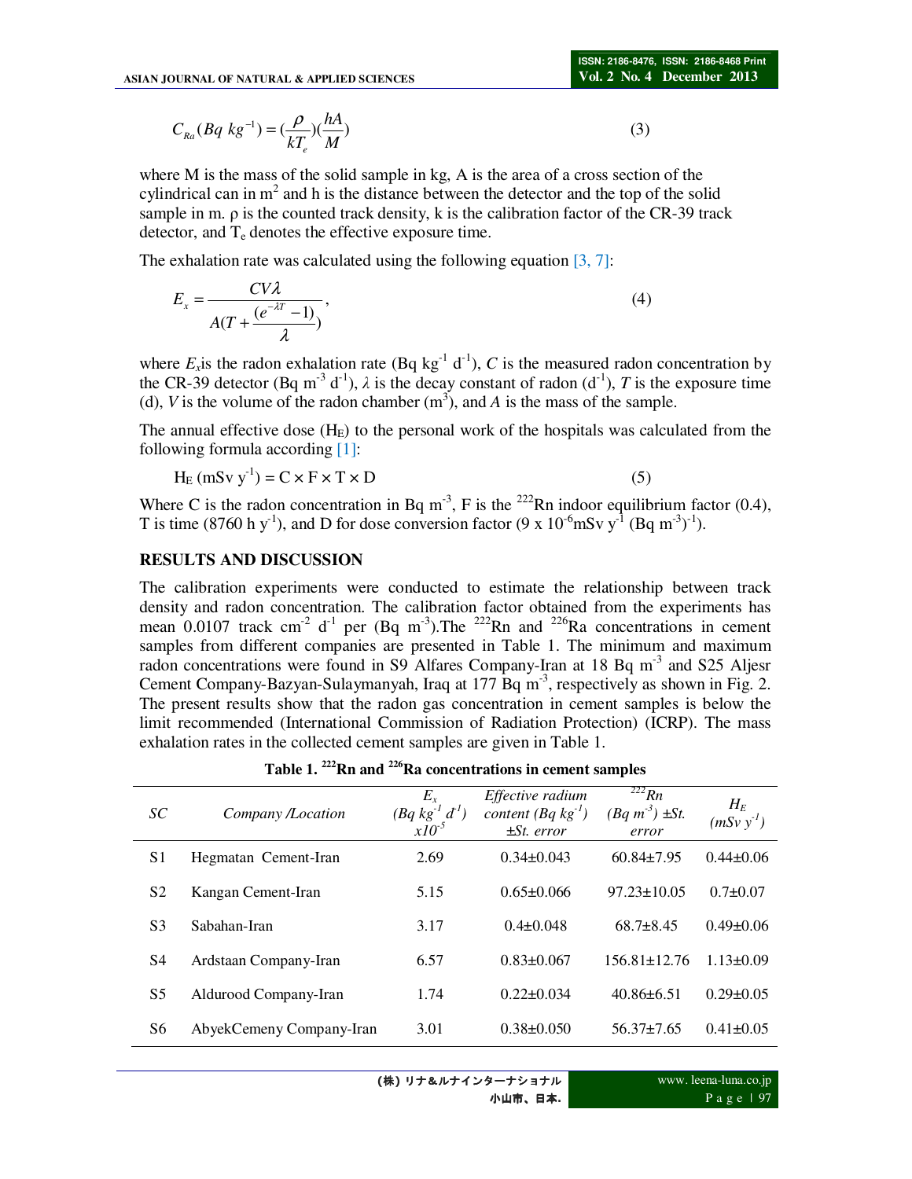$$C_{Ra}(Bq\ kg^{-1}) = \left(\frac{\rho}{kT_e}\right)\left(\frac{hA}{M}\right) \tag{3}$$

where M is the mass of the solid sample in kg, A is the area of a cross section of the cylindrical can in $m^2$ and h is the distance between the detector and the top of the solid sample in m. ρ is the counted track density, k is the calibration factor of the CR-39 track detector, and $T_e$ denotes the effective exposure time.

The exhalation rate was calculated using the following equation [3, 7]:

$$E_x = \frac{CV\lambda}{A\left(T + \frac{(e^{-\lambda T} - 1)}{\lambda}\right)}, \tag{4}$$

where $E_x$ is the radon exhalation rate ($Bq\ kg^{-1}\ d^{-1}$), $C$ is the measured radon concentration by the CR-39 detector ($Bq\ m^{-3}\ d^{-1}$), $\lambda$ is the decay constant of radon ($d^{-1}$), $T$ is the exposure time (d), $V$ is the volume of the radon chamber ($m^3$), and $A$ is the mass of the sample.

The annual effective dose ($H_E$) to the personal work of the hospitals was calculated from the following formula according [1]:

$$H_E\ (mSv\ y^{-1}) = C \times F \times T \times D \tag{5}$$

Where C is the radon concentration in $Bq\ m^{-3}$, F is the $^{222}Rn$ indoor equilibrium factor (0.4), T is time (8760 h $y^{-1}$), and D for dose conversion factor ($9 \times 10^{-6}$ mSv $y^{-1}$ $(Bq\ m^{-3})^{-1}$).

## RESULTS AND DISCUSSION

The calibration experiments were conducted to estimate the relationship between track density and radon concentration. The calibration factor obtained from the experiments has mean 0.0107 track $cm^{-2}\ d^{-1}$ per ($Bq\ m^{-3}$).The $^{222}Rn$ and $^{226}Ra$ concentrations in cement samples from different companies are presented in Table 1. The minimum and maximum radon concentrations were found in S9 Alfares Company-Iran at 18 $Bq\ m^{-3}$ and S25 Aljesr Cement Company-Bazyan-Sulaymanyah, Iraq at 177 $Bq\ m^{-3}$, respectively as shown in Fig. 2. The present results show that the radon gas concentration in cement samples is below the limit recommended (International Commission of Radiation Protection) (ICRP). The mass exhalation rates in the collected cement samples are given in Table 1.

**Table 1. $^{222}$Rn and $^{226}$Ra concentrations in cement samples**

| SC | Company /Location | $E_x$ ($Bq\ kg^{-1}\ d^{-1}$) $x10^{-5}$ | Effective radium content ($Bq\ kg^{-1}$) ±St. error | $^{222}Rn$ ($Bq\ m^{-3}$) ±St. error | $H_E$ ($mSv\ y^{-1}$) |
|---|---|---|---|---|---|
| S1 | Hegmatan Cement-Iran | 2.69 | 0.34±0.043 | 60.84±7.95 | 0.44±0.06 |
| S2 | Kangan Cement-Iran | 5.15 | 0.65±0.066 | 97.23±10.05 | 0.7±0.07 |
| S3 | Sabahan-Iran | 3.17 | 0.4±0.048 | 68.7±8.45 | 0.49±0.06 |
| S4 | Ardstaan Company-Iran | 6.57 | 0.83±0.067 | 156.81±12.76 | 1.13±0.09 |
| S5 | Aldurood Company-Iran | 1.74 | 0.22±0.034 | 40.86±6.51 | 0.29±0.05 |
| S6 | AbyekCemeny Company-Iran | 3.01 | 0.38±0.050 | 56.37±7.65 | 0.41±0.05 |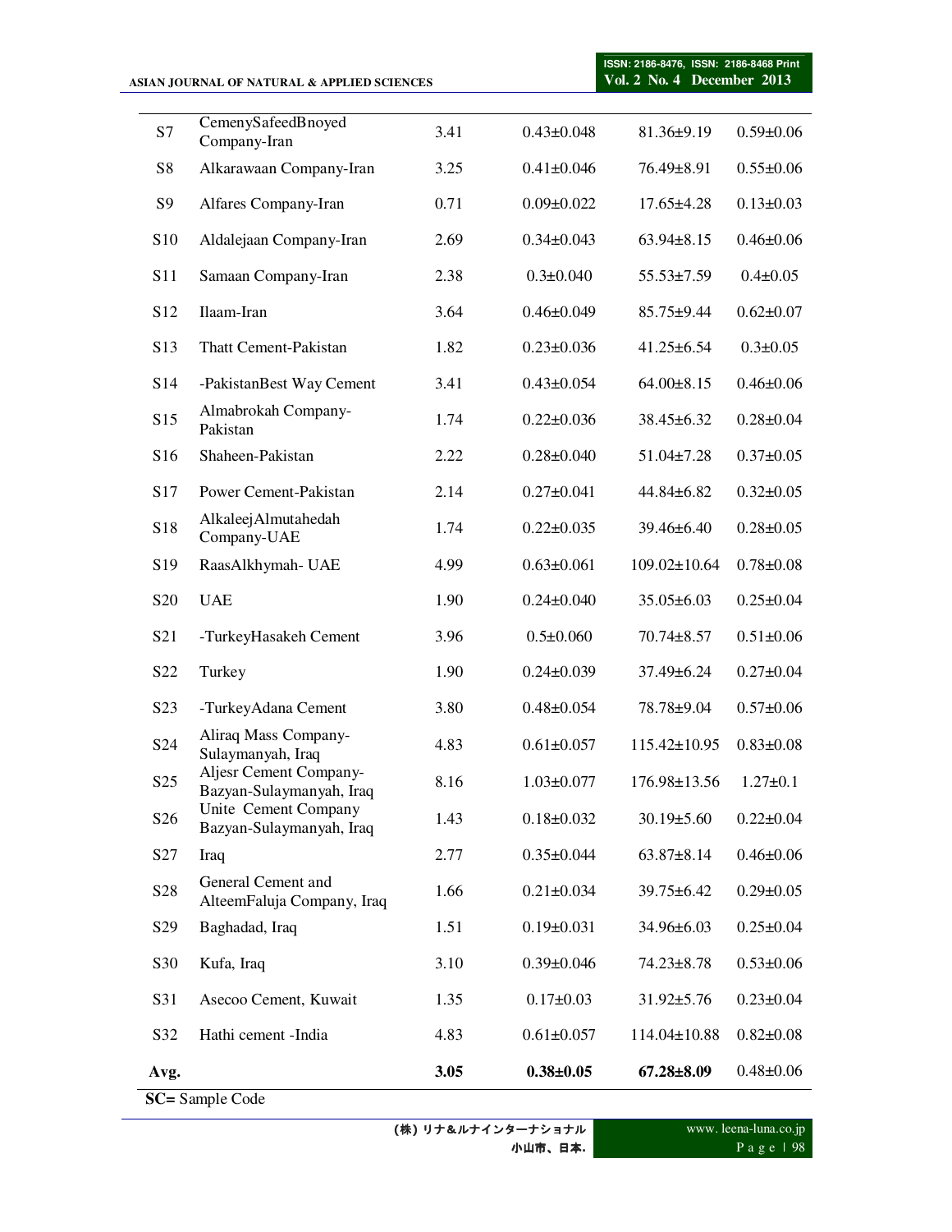| | | | | | |
|---|---|---|---|---|---|
| S7 | CemenySafeedBnoyed Company-Iran | 3.41 | 0.43±0.048 | 81.36±9.19 | 0.59±0.06 |
| S8 | Alkarawaan Company-Iran | 3.25 | 0.41±0.046 | 76.49±8.91 | 0.55±0.06 |
| S9 | Alfares Company-Iran | 0.71 | 0.09±0.022 | 17.65±4.28 | 0.13±0.03 |
| S10 | Aldalejaan Company-Iran | 2.69 | 0.34±0.043 | 63.94±8.15 | 0.46±0.06 |
| S11 | Samaan Company-Iran | 2.38 | 0.3±0.040 | 55.53±7.59 | 0.4±0.05 |
| S12 | Ilaam-Iran | 3.64 | 0.46±0.049 | 85.75±9.44 | 0.62±0.07 |
| S13 | Thatt Cement-Pakistan | 1.82 | 0.23±0.036 | 41.25±6.54 | 0.3±0.05 |
| S14 | -PakistanBest Way Cement | 3.41 | 0.43±0.054 | 64.00±8.15 | 0.46±0.06 |
| S15 | Almabrokah Company-Pakistan | 1.74 | 0.22±0.036 | 38.45±6.32 | 0.28±0.04 |
| S16 | Shaheen-Pakistan | 2.22 | 0.28±0.040 | 51.04±7.28 | 0.37±0.05 |
| S17 | Power Cement-Pakistan | 2.14 | 0.27±0.041 | 44.84±6.82 | 0.32±0.05 |
| S18 | AlkaleejAlmutahedah Company-UAE | 1.74 | 0.22±0.035 | 39.46±6.40 | 0.28±0.05 |
| S19 | RaasAlkhymah- UAE | 4.99 | 0.63±0.061 | 109.02±10.64 | 0.78±0.08 |
| S20 | UAE | 1.90 | 0.24±0.040 | 35.05±6.03 | 0.25±0.04 |
| S21 | -TurkeyHasakeh Cement | 3.96 | 0.5±0.060 | 70.74±8.57 | 0.51±0.06 |
| S22 | Turkey | 1.90 | 0.24±0.039 | 37.49±6.24 | 0.27±0.04 |
| S23 | -TurkeyAdana Cement | 3.80 | 0.48±0.054 | 78.78±9.04 | 0.57±0.06 |
| S24 | Aliraq Mass Company-Sulaymanyah, Iraq | 4.83 | 0.61±0.057 | 115.42±10.95 | 0.83±0.08 |
| S25 | Aljesr Cement Company-Bazyan-Sulaymanyah, Iraq | 8.16 | 1.03±0.077 | 176.98±13.56 | 1.27±0.1 |
| S26 | Unite Cement Company Bazyan-Sulaymanyah, Iraq | 1.43 | 0.18±0.032 | 30.19±5.60 | 0.22±0.04 |
| S27 | Iraq | 2.77 | 0.35±0.044 | 63.87±8.14 | 0.46±0.06 |
| S28 | General Cement and AlteemFaluja Company, Iraq | 1.66 | 0.21±0.034 | 39.75±6.42 | 0.29±0.05 |
| S29 | Baghadad, Iraq | 1.51 | 0.19±0.031 | 34.96±6.03 | 0.25±0.04 |
| S30 | Kufa, Iraq | 3.10 | 0.39±0.046 | 74.23±8.78 | 0.53±0.06 |
| S31 | Asecoo Cement, Kuwait | 1.35 | 0.17±0.03 | 31.92±5.76 | 0.23±0.04 |
| S32 | Hathi cement -India | 4.83 | 0.61±0.057 | 114.04±10.88 | 0.82±0.08 |
| **Avg.** | | **3.05** | **0.38±0.05** | **67.28±8.09** | 0.48±0.06 |

**SC=** Sample Code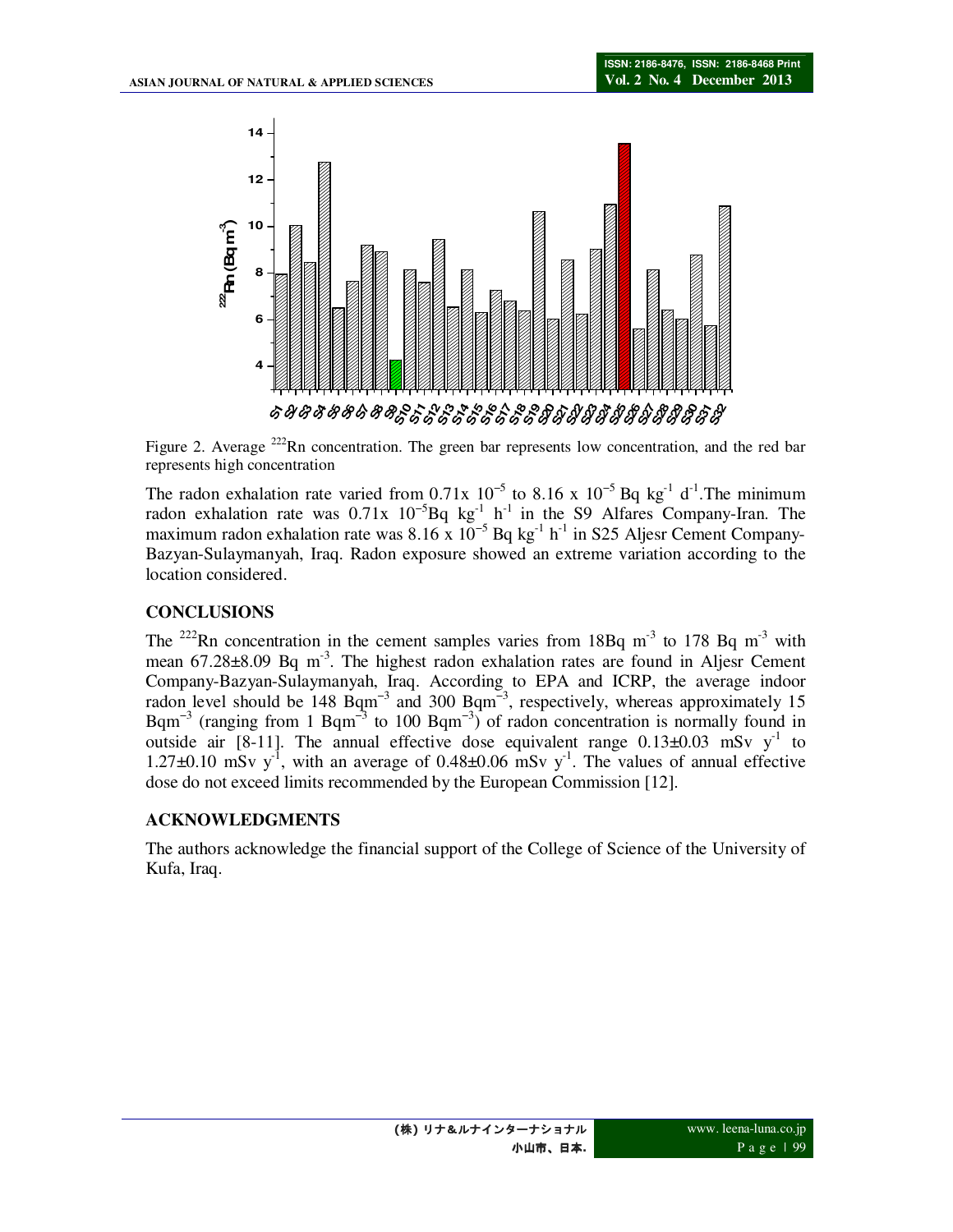Figure 2. Average $^{222}$Rn concentration. The green bar represents low concentration, and the red bar represents high concentration

The radon exhalation rate varied from 0.71x $10^{-5}$ to 8.16 x $10^{-5}$ Bq kg$^{-1}$ d$^{-1}$.The minimum radon exhalation rate was 0.71x $10^{-5}$Bq kg$^{-1}$ h$^{-1}$ in the S9 Alfares Company-Iran. The maximum radon exhalation rate was 8.16 x $10^{-5}$ Bq kg$^{-1}$ h$^{-1}$ in S25 Aljesr Cement Company-Bazyan-Sulaymanyah, Iraq. Radon exposure showed an extreme variation according to the location considered.

## CONCLUSIONS

The $^{222}$Rn concentration in the cement samples varies from 18Bq m$^{-3}$ to 178 Bq m$^{-3}$ with mean 67.28±8.09 Bq m$^{-3}$. The highest radon exhalation rates are found in Aljesr Cement Company-Bazyan-Sulaymanyah, Iraq. According to EPA and ICRP, the average indoor radon level should be 148 Bqm$^{-3}$ and 300 Bqm$^{-3}$, respectively, whereas approximately 15 Bqm$^{-3}$ (ranging from 1 Bqm$^{-3}$ to 100 Bqm$^{-3}$) of radon concentration is normally found in outside air [8-11]. The annual effective dose equivalent range 0.13±0.03 mSv y$^{-1}$ to 1.27±0.10 mSv y$^{-1}$, with an average of 0.48±0.06 mSv y$^{-1}$. The values of annual effective dose do not exceed limits recommended by the European Commission [12].

## ACKNOWLEDGMENTS

The authors acknowledge the financial support of the College of Science of the University of Kufa, Iraq.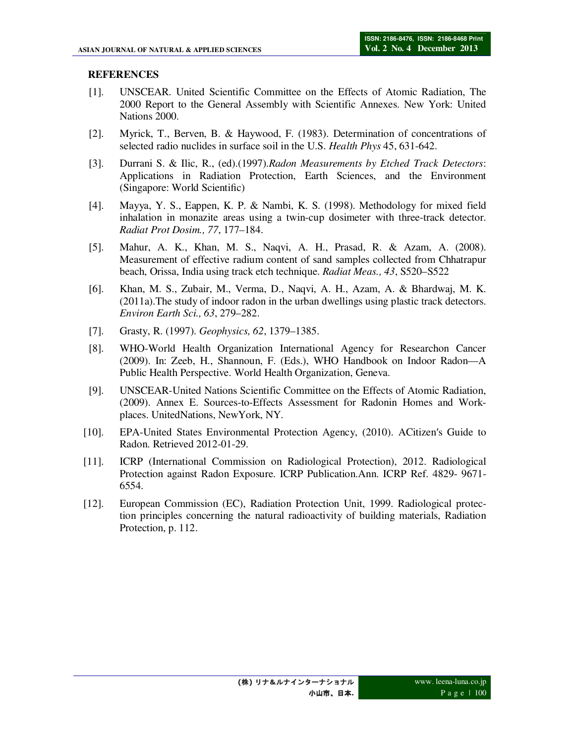**REFERENCES**

[1]. UNSCEAR. United Scientific Committee on the Effects of Atomic Radiation, The 2000 Report to the General Assembly with Scientific Annexes. New York: United Nations 2000.

[2]. Myrick, T., Berven, B. & Haywood, F. (1983). Determination of concentrations of selected radio nuclides in surface soil in the U.S. *Health Phys* 45, 631-642.

[3]. Durrani S. & Ilic, R., (ed).(1997).*Radon Measurements by Etched Track Detectors*: Applications in Radiation Protection, Earth Sciences, and the Environment (Singapore: World Scientific)

[4]. Mayya, Y. S., Eappen, K. P. & Nambi, K. S. (1998). Methodology for mixed field inhalation in monazite areas using a twin-cup dosimeter with three-track detector. *Radiat Prot Dosim., 77*, 177–184.

[5]. Mahur, A. K., Khan, M. S., Naqvi, A. H., Prasad, R. & Azam, A. (2008). Measurement of effective radium content of sand samples collected from Chhatrapur beach, Orissa, India using track etch technique. *Radiat Meas., 43*, S520–S522

[6]. Khan, M. S., Zubair, M., Verma, D., Naqvi, A. H., Azam, A. & Bhardwaj, M. K. (2011a).The study of indoor radon in the urban dwellings using plastic track detectors. *Environ Earth Sci., 63*, 279–282.

[7]. Grasty, R. (1997). *Geophysics, 62*, 1379–1385.

[8]. WHO-World Health Organization International Agency for Researchon Cancer (2009). In: Zeeb, H., Shannoun, F. (Eds.), WHO Handbook on Indoor Radon—A Public Health Perspective. World Health Organization, Geneva.

[9]. UNSCEAR-United Nations Scientific Committee on the Effects of Atomic Radiation, (2009). Annex E. Sources-to-Effects Assessment for Radonin Homes and Work-places. UnitedNations, NewYork, NY.

[10]. EPA-United States Environmental Protection Agency, (2010). ACitizen′s Guide to Radon. Retrieved 2012-01-29.

[11]. ICRP (International Commission on Radiological Protection), 2012. Radiological Protection against Radon Exposure. ICRP Publication.Ann. ICRP Ref. 4829- 9671-6554.

[12]. European Commission (EC), Radiation Protection Unit, 1999. Radiological protection principles concerning the natural radioactivity of building materials, Radiation Protection, p. 112.